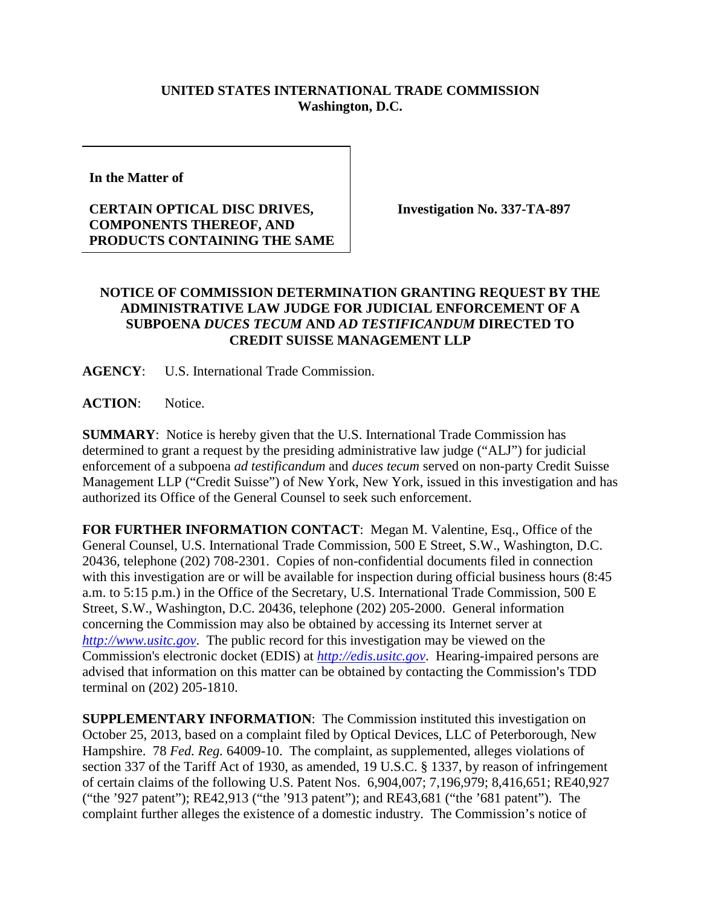**UNITED STATES INTERNATIONAL TRADE COMMISSION**
**Washington, D.C.**

**In the Matter of**

**CERTAIN OPTICAL DISC DRIVES, COMPONENTS THEREOF, AND PRODUCTS CONTAINING THE SAME**

**Investigation No. 337-TA-897**

**NOTICE OF COMMISSION DETERMINATION GRANTING REQUEST BY THE ADMINISTRATIVE LAW JUDGE FOR JUDICIAL ENFORCEMENT OF A SUBPOENA *DUCES TECUM* AND *AD TESTIFICANDUM* DIRECTED TO CREDIT SUISSE MANAGEMENT LLP**

**AGENCY**: U.S. International Trade Commission.

**ACTION**: Notice.

**SUMMARY**: Notice is hereby given that the U.S. International Trade Commission has determined to grant a request by the presiding administrative law judge ("ALJ") for judicial enforcement of a subpoena *ad testificandum* and *duces tecum* served on non-party Credit Suisse Management LLP ("Credit Suisse") of New York, New York, issued in this investigation and has authorized its Office of the General Counsel to seek such enforcement.

**FOR FURTHER INFORMATION CONTACT**: Megan M. Valentine, Esq., Office of the General Counsel, U.S. International Trade Commission, 500 E Street, S.W., Washington, D.C. 20436, telephone (202) 708-2301. Copies of non-confidential documents filed in connection with this investigation are or will be available for inspection during official business hours (8:45 a.m. to 5:15 p.m.) in the Office of the Secretary, U.S. International Trade Commission, 500 E Street, S.W., Washington, D.C. 20436, telephone (202) 205-2000. General information concerning the Commission may also be obtained by accessing its Internet server at *http://www.usitc.gov*. The public record for this investigation may be viewed on the Commission's electronic docket (EDIS) at *http://edis.usitc.gov*. Hearing-impaired persons are advised that information on this matter can be obtained by contacting the Commission's TDD terminal on (202) 205-1810.

**SUPPLEMENTARY INFORMATION**: The Commission instituted this investigation on October 25, 2013, based on a complaint filed by Optical Devices, LLC of Peterborough, New Hampshire. 78 *Fed. Reg.* 64009-10. The complaint, as supplemented, alleges violations of section 337 of the Tariff Act of 1930, as amended, 19 U.S.C. § 1337, by reason of infringement of certain claims of the following U.S. Patent Nos. 6,904,007; 7,196,979; 8,416,651; RE40,927 ("the '927 patent"); RE42,913 ("the '913 patent"); and RE43,681 ("the '681 patent"). The complaint further alleges the existence of a domestic industry. The Commission's notice of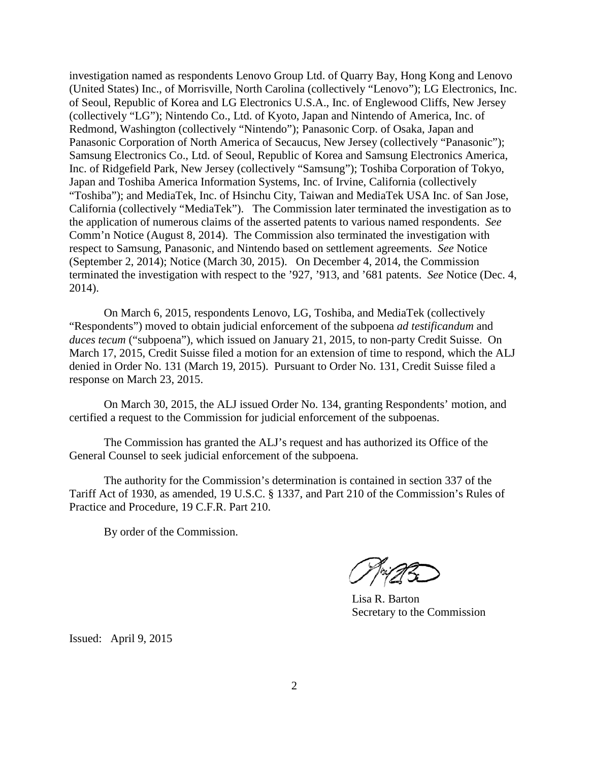investigation named as respondents Lenovo Group Ltd. of Quarry Bay, Hong Kong and Lenovo (United States) Inc., of Morrisville, North Carolina (collectively "Lenovo"); LG Electronics, Inc. of Seoul, Republic of Korea and LG Electronics U.S.A., Inc. of Englewood Cliffs, New Jersey (collectively "LG"); Nintendo Co., Ltd. of Kyoto, Japan and Nintendo of America, Inc. of Redmond, Washington (collectively "Nintendo"); Panasonic Corp. of Osaka, Japan and Panasonic Corporation of North America of Secaucus, New Jersey (collectively "Panasonic"); Samsung Electronics Co., Ltd. of Seoul, Republic of Korea and Samsung Electronics America, Inc. of Ridgefield Park, New Jersey (collectively "Samsung"); Toshiba Corporation of Tokyo, Japan and Toshiba America Information Systems, Inc. of Irvine, California (collectively "Toshiba"); and MediaTek, Inc. of Hsinchu City, Taiwan and MediaTek USA Inc. of San Jose, California (collectively "MediaTek"). The Commission later terminated the investigation as to the application of numerous claims of the asserted patents to various named respondents. *See* Comm'n Notice (August 8, 2014). The Commission also terminated the investigation with respect to Samsung, Panasonic, and Nintendo based on settlement agreements. *See* Notice (September 2, 2014); Notice (March 30, 2015). On December 4, 2014, the Commission terminated the investigation with respect to the '927, '913, and '681 patents. *See* Notice (Dec. 4, 2014).

On March 6, 2015, respondents Lenovo, LG, Toshiba, and MediaTek (collectively "Respondents") moved to obtain judicial enforcement of the subpoena *ad testificandum* and *duces tecum* ("subpoena"), which issued on January 21, 2015, to non-party Credit Suisse. On March 17, 2015, Credit Suisse filed a motion for an extension of time to respond, which the ALJ denied in Order No. 131 (March 19, 2015). Pursuant to Order No. 131, Credit Suisse filed a response on March 23, 2015.

On March 30, 2015, the ALJ issued Order No. 134, granting Respondents' motion, and certified a request to the Commission for judicial enforcement of the subpoenas.

The Commission has granted the ALJ's request and has authorized its Office of the General Counsel to seek judicial enforcement of the subpoena.

The authority for the Commission's determination is contained in section 337 of the Tariff Act of 1930, as amended, 19 U.S.C. § 1337, and Part 210 of the Commission's Rules of Practice and Procedure, 19 C.F.R. Part 210.

By order of the Commission.

Lisa R. Barton
Secretary to the Commission

Issued: April 9, 2015